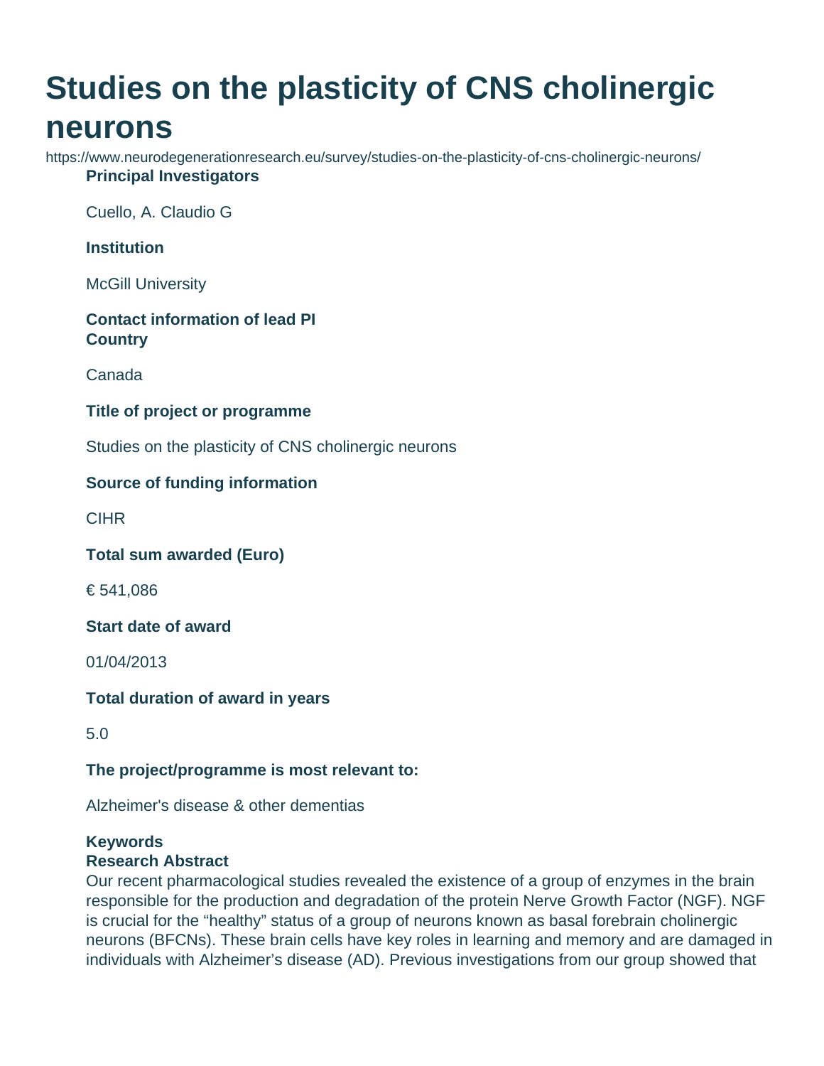# Studies on the plasticity of CNS cholinergic neurons

https://www.neurodegenerationresearch.eu/survey/studies-on-the-plasticity-of-cns-cholinergic-neurons/

**Principal Investigators**

Cuello, A. Claudio G

**Institution**

McGill University

**Contact information of lead PI**

**Country**

Canada

**Title of project or programme**

Studies on the plasticity of CNS cholinergic neurons

**Source of funding information**

CIHR

**Total sum awarded (Euro)**

€ 541,086

**Start date of award**

01/04/2013

**Total duration of award in years**

5.0

**The project/programme is most relevant to:**

Alzheimer's disease & other dementias

**Keywords**

**Research Abstract**

Our recent pharmacological studies revealed the existence of a group of enzymes in the brain responsible for the production and degradation of the protein Nerve Growth Factor (NGF). NGF is crucial for the “healthy” status of a group of neurons known as basal forebrain cholinergic neurons (BFCNs). These brain cells have key roles in learning and memory and are damaged in individuals with Alzheimer’s disease (AD). Previous investigations from our group showed that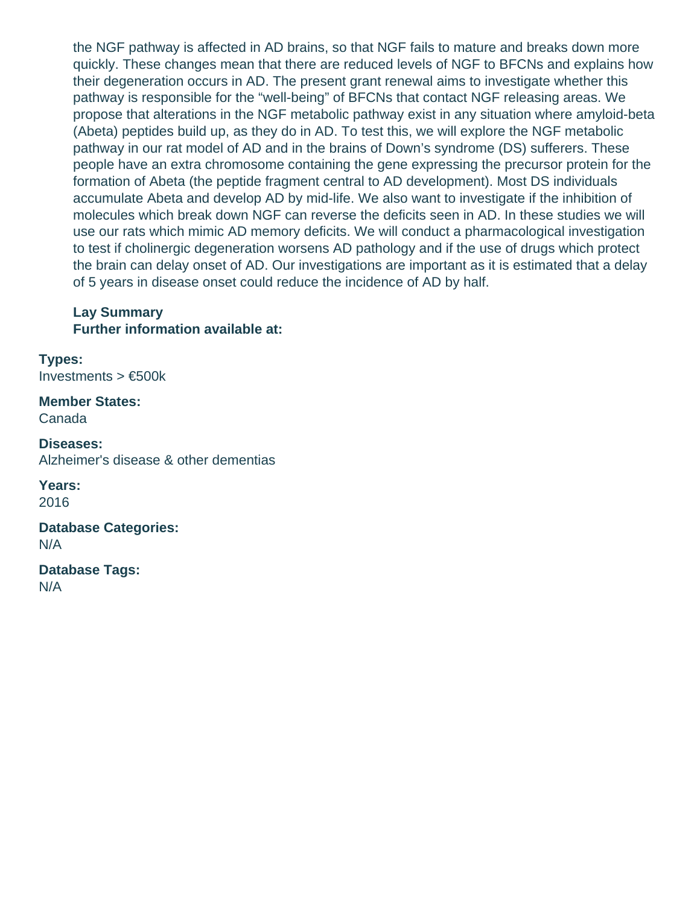the NGF pathway is affected in AD brains, so that NGF fails to mature and breaks down more quickly. These changes mean that there are reduced levels of NGF to BFCNs and explains how their degeneration occurs in AD. The present grant renewal aims to investigate whether this pathway is responsible for the “well-being” of BFCNs that contact NGF releasing areas. We propose that alterations in the NGF metabolic pathway exist in any situation where amyloid-beta (Abeta) peptides build up, as they do in AD. To test this, we will explore the NGF metabolic pathway in our rat model of AD and in the brains of Down’s syndrome (DS) sufferers. These people have an extra chromosome containing the gene expressing the precursor protein for the formation of Abeta (the peptide fragment central to AD development). Most DS individuals accumulate Abeta and develop AD by mid-life. We also want to investigate if the inhibition of molecules which break down NGF can reverse the deficits seen in AD. In these studies we will use our rats which mimic AD memory deficits. We will conduct a pharmacological investigation to test if cholinergic degeneration worsens AD pathology and if the use of drugs which protect the brain can delay onset of AD. Our investigations are important as it is estimated that a delay of 5 years in disease onset could reduce the incidence of AD by half.

**Lay Summary**
**Further information available at:**

**Types:**
Investments > €500k

**Member States:**
Canada

**Diseases:**
Alzheimer's disease & other dementias

**Years:**
2016

**Database Categories:**
N/A

**Database Tags:**
N/A